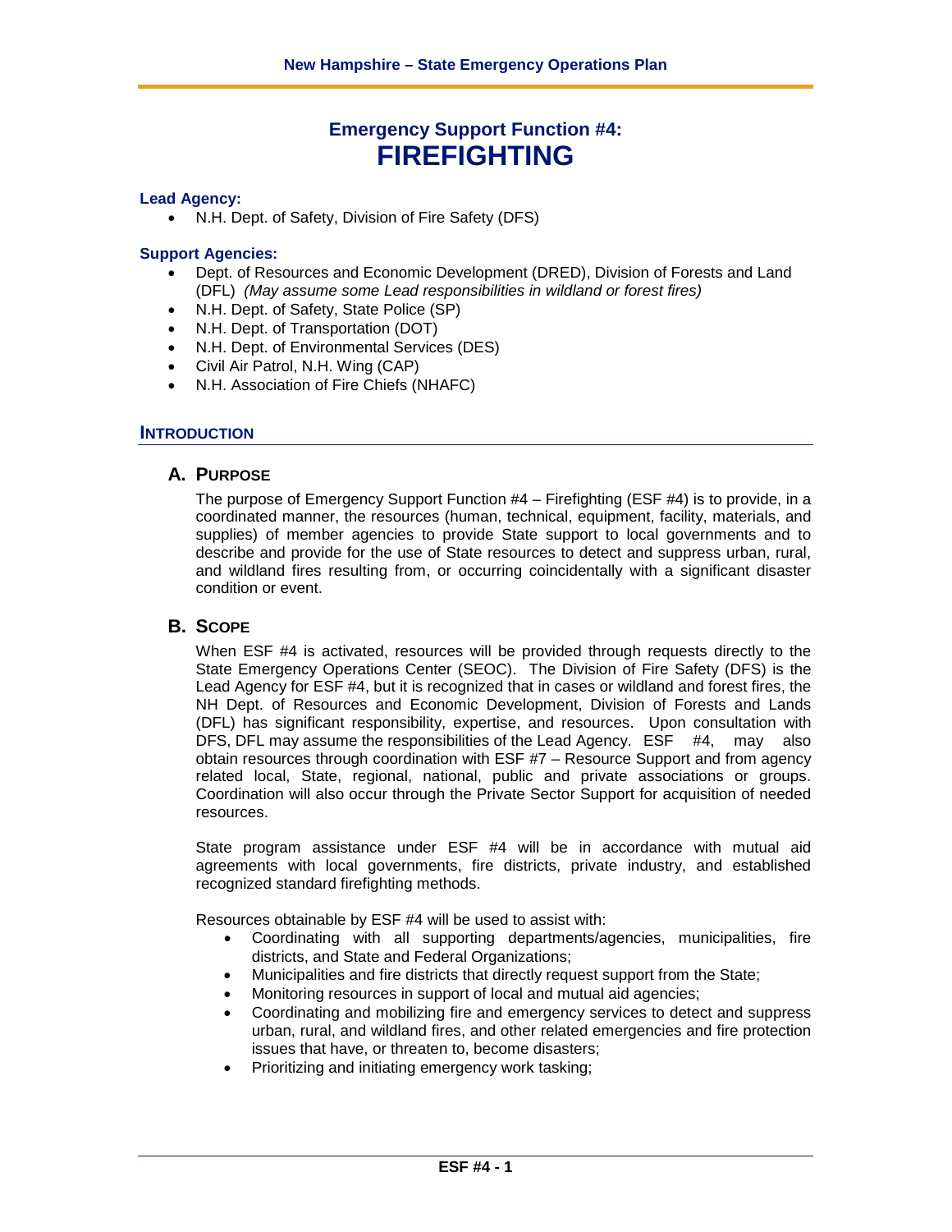# Emergency Support Function #4: FIREFIGHTING

**Lead Agency:**

- N.H. Dept. of Safety, Division of Fire Safety (DFS)

**Support Agencies:**

- Dept. of Resources and Economic Development (DRED), Division of Forests and Land (DFL) *(May assume some Lead responsibilities in wildland or forest fires)*
- N.H. Dept. of Safety, State Police (SP)
- N.H. Dept. of Transportation (DOT)
- N.H. Dept. of Environmental Services (DES)
- Civil Air Patrol, N.H. Wing (CAP)
- N.H. Association of Fire Chiefs (NHAFC)

## INTRODUCTION

### A. PURPOSE

The purpose of Emergency Support Function #4 – Firefighting (ESF #4) is to provide, in a coordinated manner, the resources (human, technical, equipment, facility, materials, and supplies) of member agencies to provide State support to local governments and to describe and provide for the use of State resources to detect and suppress urban, rural, and wildland fires resulting from, or occurring coincidentally with a significant disaster condition or event.

### B. SCOPE

When ESF #4 is activated, resources will be provided through requests directly to the State Emergency Operations Center (SEOC). The Division of Fire Safety (DFS) is the Lead Agency for ESF #4, but it is recognized that in cases or wildland and forest fires, the NH Dept. of Resources and Economic Development, Division of Forests and Lands (DFL) has significant responsibility, expertise, and resources. Upon consultation with DFS, DFL may assume the responsibilities of the Lead Agency. ESF #4, may also obtain resources through coordination with ESF #7 – Resource Support and from agency related local, State, regional, national, public and private associations or groups. Coordination will also occur through the Private Sector Support for acquisition of needed resources.

State program assistance under ESF #4 will be in accordance with mutual aid agreements with local governments, fire districts, private industry, and established recognized standard firefighting methods.

Resources obtainable by ESF #4 will be used to assist with:

- Coordinating with all supporting departments/agencies, municipalities, fire districts, and State and Federal Organizations;
- Municipalities and fire districts that directly request support from the State;
- Monitoring resources in support of local and mutual aid agencies;
- Coordinating and mobilizing fire and emergency services to detect and suppress urban, rural, and wildland fires, and other related emergencies and fire protection issues that have, or threaten to, become disasters;
- Prioritizing and initiating emergency work tasking;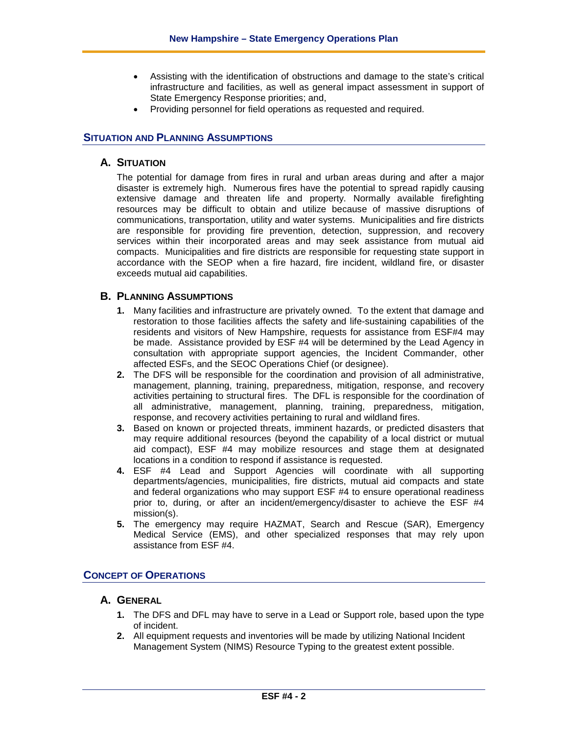- Assisting with the identification of obstructions and damage to the state's critical infrastructure and facilities, as well as general impact assessment in support of State Emergency Response priorities; and,
- Providing personnel for field operations as requested and required.

## SITUATION AND PLANNING ASSUMPTIONS

### A. SITUATION

The potential for damage from fires in rural and urban areas during and after a major disaster is extremely high. Numerous fires have the potential to spread rapidly causing extensive damage and threaten life and property. Normally available firefighting resources may be difficult to obtain and utilize because of massive disruptions of communications, transportation, utility and water systems. Municipalities and fire districts are responsible for providing fire prevention, detection, suppression, and recovery services within their incorporated areas and may seek assistance from mutual aid compacts. Municipalities and fire districts are responsible for requesting state support in accordance with the SEOP when a fire hazard, fire incident, wildland fire, or disaster exceeds mutual aid capabilities.

### B. PLANNING ASSUMPTIONS

1. Many facilities and infrastructure are privately owned. To the extent that damage and restoration to those facilities affects the safety and life-sustaining capabilities of the residents and visitors of New Hampshire, requests for assistance from ESF#4 may be made. Assistance provided by ESF #4 will be determined by the Lead Agency in consultation with appropriate support agencies, the Incident Commander, other affected ESFs, and the SEOC Operations Chief (or designee).
2. The DFS will be responsible for the coordination and provision of all administrative, management, planning, training, preparedness, mitigation, response, and recovery activities pertaining to structural fires. The DFL is responsible for the coordination of all administrative, management, planning, training, preparedness, mitigation, response, and recovery activities pertaining to rural and wildland fires.
3. Based on known or projected threats, imminent hazards, or predicted disasters that may require additional resources (beyond the capability of a local district or mutual aid compact), ESF #4 may mobilize resources and stage them at designated locations in a condition to respond if assistance is requested.
4. ESF #4 Lead and Support Agencies will coordinate with all supporting departments/agencies, municipalities, fire districts, mutual aid compacts and state and federal organizations who may support ESF #4 to ensure operational readiness prior to, during, or after an incident/emergency/disaster to achieve the ESF #4 mission(s).
5. The emergency may require HAZMAT, Search and Rescue (SAR), Emergency Medical Service (EMS), and other specialized responses that may rely upon assistance from ESF #4.

## CONCEPT OF OPERATIONS

### A. GENERAL

1. The DFS and DFL may have to serve in a Lead or Support role, based upon the type of incident.
2. All equipment requests and inventories will be made by utilizing National Incident Management System (NIMS) Resource Typing to the greatest extent possible.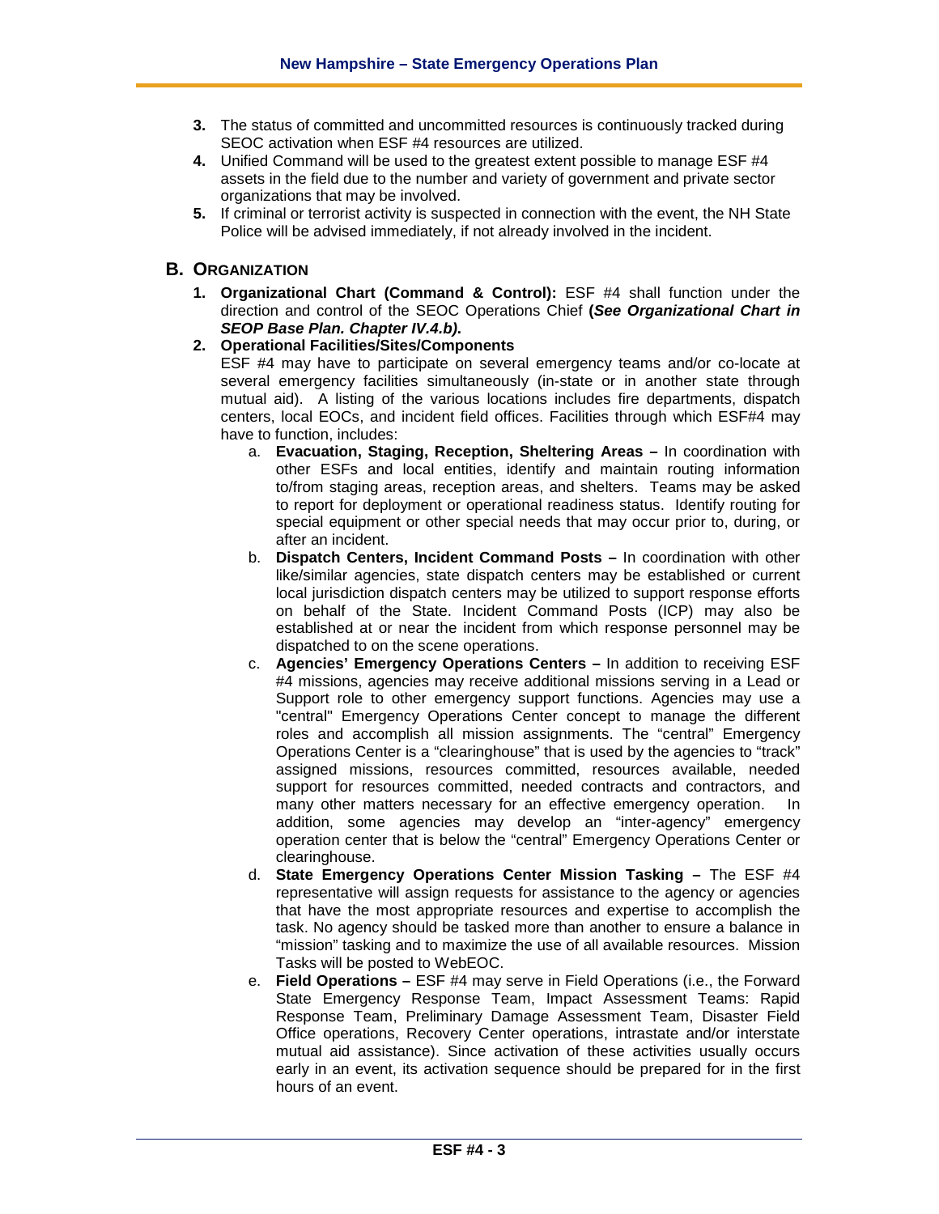3. The status of committed and uncommitted resources is continuously tracked during SEOC activation when ESF #4 resources are utilized.
4. Unified Command will be used to the greatest extent possible to manage ESF #4 assets in the field due to the number and variety of government and private sector organizations that may be involved.
5. If criminal or terrorist activity is suspected in connection with the event, the NH State Police will be advised immediately, if not already involved in the incident.

## B. ORGANIZATION

1. **Organizational Chart (Command & Control):** ESF #4 shall function under the direction and control of the SEOC Operations Chief **(*See Organizational Chart in SEOP Base Plan. Chapter IV.4.b)*.**
2. **Operational Facilities/Sites/Components**
   ESF #4 may have to participate on several emergency teams and/or co-locate at several emergency facilities simultaneously (in-state or in another state through mutual aid). A listing of the various locations includes fire departments, dispatch centers, local EOCs, and incident field offices. Facilities through which ESF#4 may have to function, includes:
   a. **Evacuation, Staging, Reception, Sheltering Areas –** In coordination with other ESFs and local entities, identify and maintain routing information to/from staging areas, reception areas, and shelters. Teams may be asked to report for deployment or operational readiness status. Identify routing for special equipment or other special needs that may occur prior to, during, or after an incident.
   b. **Dispatch Centers, Incident Command Posts –** In coordination with other like/similar agencies, state dispatch centers may be established or current local jurisdiction dispatch centers may be utilized to support response efforts on behalf of the State. Incident Command Posts (ICP) may also be established at or near the incident from which response personnel may be dispatched to on the scene operations.
   c. **Agencies' Emergency Operations Centers –** In addition to receiving ESF #4 missions, agencies may receive additional missions serving in a Lead or Support role to other emergency support functions. Agencies may use a "central" Emergency Operations Center concept to manage the different roles and accomplish all mission assignments. The "central" Emergency Operations Center is a "clearinghouse" that is used by the agencies to "track" assigned missions, resources committed, resources available, needed support for resources committed, needed contracts and contractors, and many other matters necessary for an effective emergency operation. In addition, some agencies may develop an "inter-agency" emergency operation center that is below the "central" Emergency Operations Center or clearinghouse.
   d. **State Emergency Operations Center Mission Tasking –** The ESF #4 representative will assign requests for assistance to the agency or agencies that have the most appropriate resources and expertise to accomplish the task. No agency should be tasked more than another to ensure a balance in "mission" tasking and to maximize the use of all available resources. Mission Tasks will be posted to WebEOC.
   e. **Field Operations –** ESF #4 may serve in Field Operations (i.e., the Forward State Emergency Response Team, Impact Assessment Teams: Rapid Response Team, Preliminary Damage Assessment Team, Disaster Field Office operations, Recovery Center operations, intrastate and/or interstate mutual aid assistance). Since activation of these activities usually occurs early in an event, its activation sequence should be prepared for in the first hours of an event.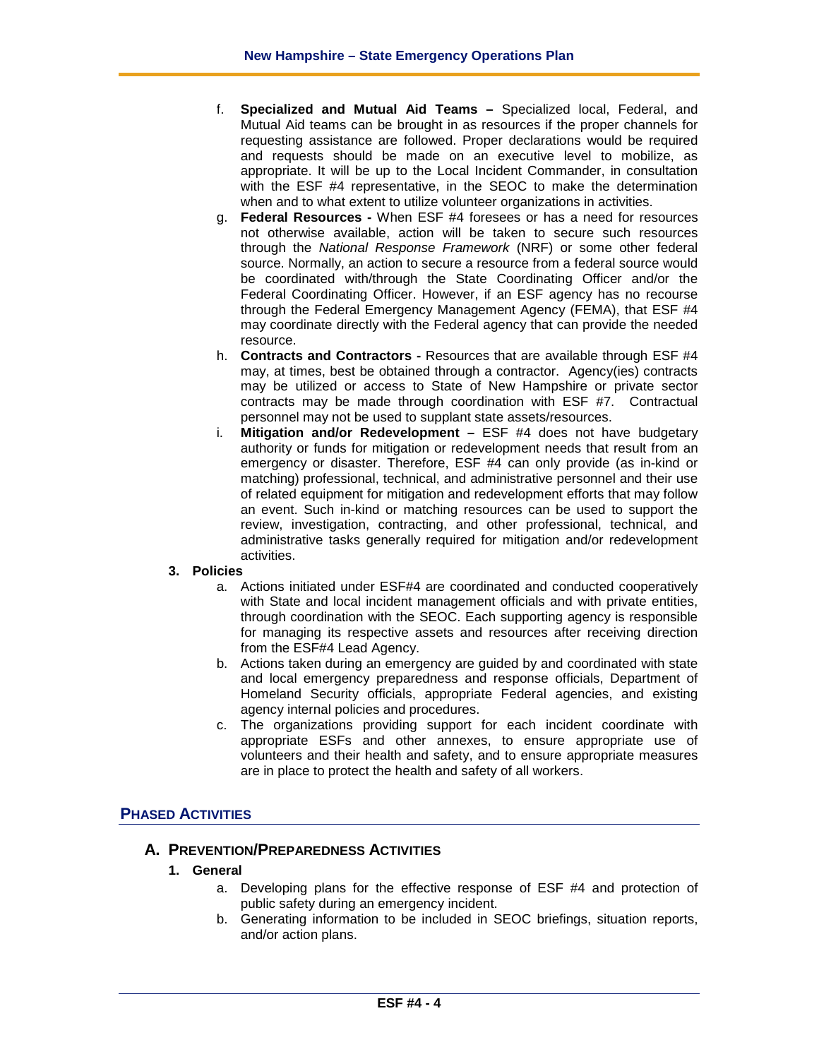f. **Specialized and Mutual Aid Teams –** Specialized local, Federal, and Mutual Aid teams can be brought in as resources if the proper channels for requesting assistance are followed. Proper declarations would be required and requests should be made on an executive level to mobilize, as appropriate. It will be up to the Local Incident Commander, in consultation with the ESF #4 representative, in the SEOC to make the determination when and to what extent to utilize volunteer organizations in activities.

g. **Federal Resources -** When ESF #4 foresees or has a need for resources not otherwise available, action will be taken to secure such resources through the *National Response Framework* (NRF) or some other federal source. Normally, an action to secure a resource from a federal source would be coordinated with/through the State Coordinating Officer and/or the Federal Coordinating Officer. However, if an ESF agency has no recourse through the Federal Emergency Management Agency (FEMA), that ESF #4 may coordinate directly with the Federal agency that can provide the needed resource.

h. **Contracts and Contractors -** Resources that are available through ESF #4 may, at times, best be obtained through a contractor. Agency(ies) contracts may be utilized or access to State of New Hampshire or private sector contracts may be made through coordination with ESF #7. Contractual personnel may not be used to supplant state assets/resources.

i. **Mitigation and/or Redevelopment –** ESF #4 does not have budgetary authority or funds for mitigation or redevelopment needs that result from an emergency or disaster. Therefore, ESF #4 can only provide (as in-kind or matching) professional, technical, and administrative personnel and their use of related equipment for mitigation and redevelopment efforts that may follow an event. Such in-kind or matching resources can be used to support the review, investigation, contracting, and other professional, technical, and administrative tasks generally required for mitigation and/or redevelopment activities.

**3. Policies**

a. Actions initiated under ESF#4 are coordinated and conducted cooperatively with State and local incident management officials and with private entities, through coordination with the SEOC. Each supporting agency is responsible for managing its respective assets and resources after receiving direction from the ESF#4 Lead Agency.

b. Actions taken during an emergency are guided by and coordinated with state and local emergency preparedness and response officials, Department of Homeland Security officials, appropriate Federal agencies, and existing agency internal policies and procedures.

c. The organizations providing support for each incident coordinate with appropriate ESFs and other annexes, to ensure appropriate use of volunteers and their health and safety, and to ensure appropriate measures are in place to protect the health and safety of all workers.

## PHASED ACTIVITIES

### A. PREVENTION/PREPAREDNESS ACTIVITIES

**1. General**

a. Developing plans for the effective response of ESF #4 and protection of public safety during an emergency incident.

b. Generating information to be included in SEOC briefings, situation reports, and/or action plans.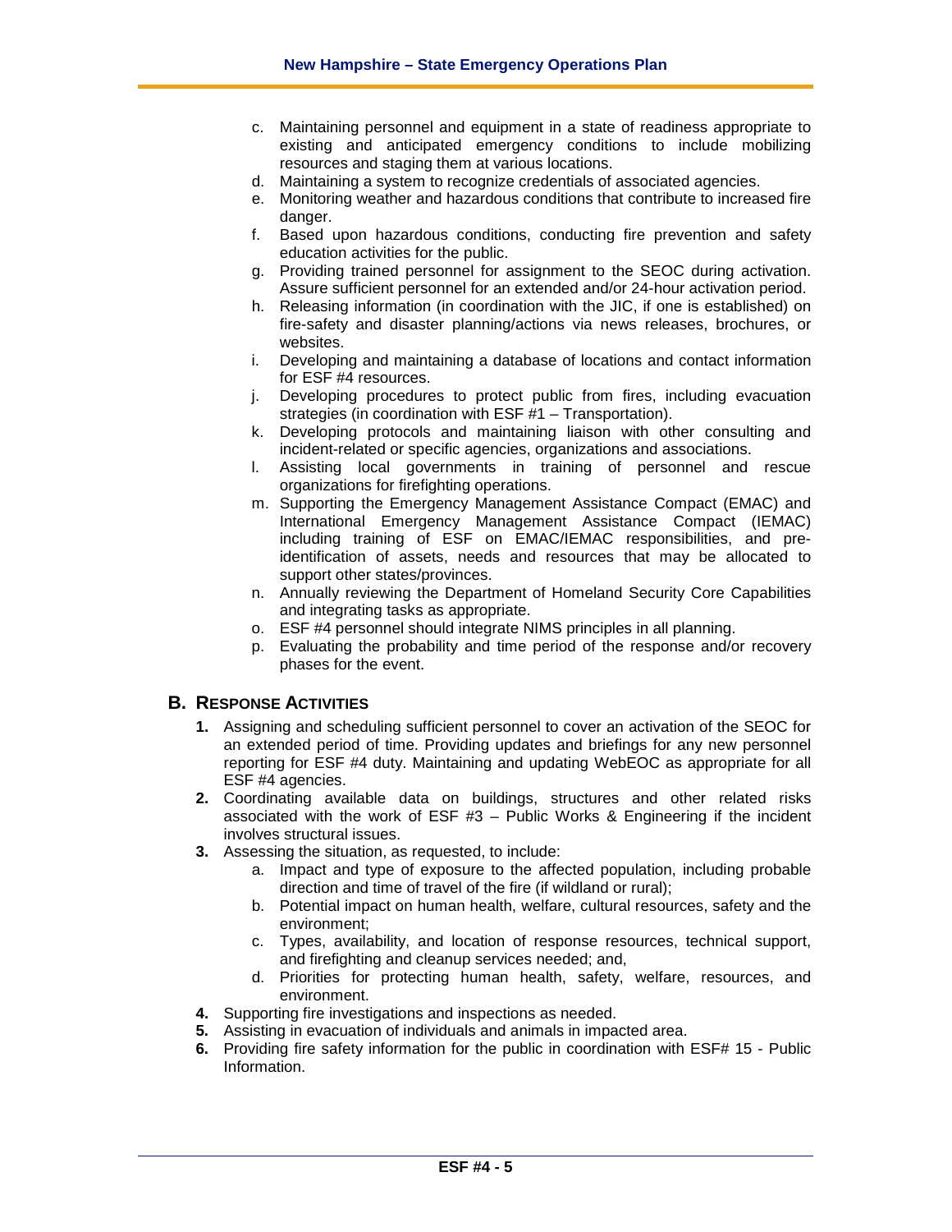c. Maintaining personnel and equipment in a state of readiness appropriate to existing and anticipated emergency conditions to include mobilizing resources and staging them at various locations.
d. Maintaining a system to recognize credentials of associated agencies.
e. Monitoring weather and hazardous conditions that contribute to increased fire danger.
f. Based upon hazardous conditions, conducting fire prevention and safety education activities for the public.
g. Providing trained personnel for assignment to the SEOC during activation. Assure sufficient personnel for an extended and/or 24-hour activation period.
h. Releasing information (in coordination with the JIC, if one is established) on fire-safety and disaster planning/actions via news releases, brochures, or websites.
i. Developing and maintaining a database of locations and contact information for ESF #4 resources.
j. Developing procedures to protect public from fires, including evacuation strategies (in coordination with ESF #1 – Transportation).
k. Developing protocols and maintaining liaison with other consulting and incident-related or specific agencies, organizations and associations.
l. Assisting local governments in training of personnel and rescue organizations for firefighting operations.
m. Supporting the Emergency Management Assistance Compact (EMAC) and International Emergency Management Assistance Compact (IEMAC) including training of ESF on EMAC/IEMAC responsibilities, and pre-identification of assets, needs and resources that may be allocated to support other states/provinces.
n. Annually reviewing the Department of Homeland Security Core Capabilities and integrating tasks as appropriate.
o. ESF #4 personnel should integrate NIMS principles in all planning.
p. Evaluating the probability and time period of the response and/or recovery phases for the event.

## B. RESPONSE ACTIVITIES

1. Assigning and scheduling sufficient personnel to cover an activation of the SEOC for an extended period of time. Providing updates and briefings for any new personnel reporting for ESF #4 duty. Maintaining and updating WebEOC as appropriate for all ESF #4 agencies.
2. Coordinating available data on buildings, structures and other related risks associated with the work of ESF #3 – Public Works & Engineering if the incident involves structural issues.
3. Assessing the situation, as requested, to include:
    a. Impact and type of exposure to the affected population, including probable direction and time of travel of the fire (if wildland or rural);
    b. Potential impact on human health, welfare, cultural resources, safety and the environment;
    c. Types, availability, and location of response resources, technical support, and firefighting and cleanup services needed; and,
    d. Priorities for protecting human health, safety, welfare, resources, and environment.
4. Supporting fire investigations and inspections as needed.
5. Assisting in evacuation of individuals and animals in impacted area.
6. Providing fire safety information for the public in coordination with ESF# 15 - Public Information.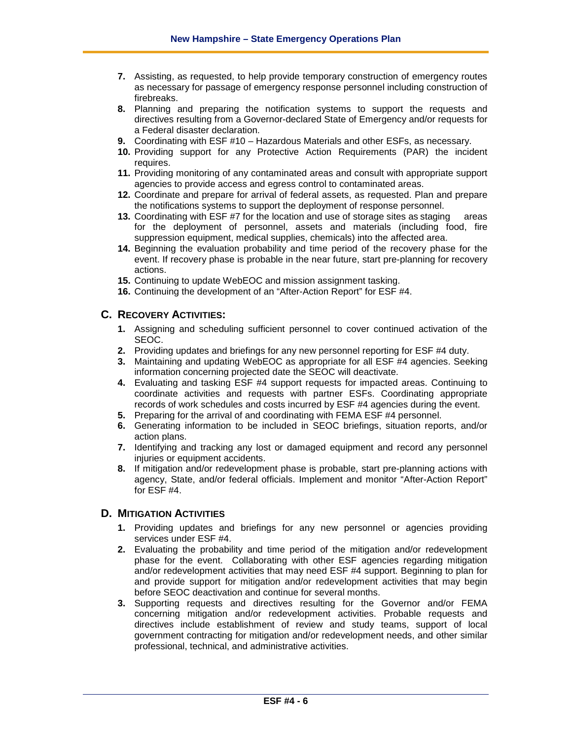7. Assisting, as requested, to help provide temporary construction of emergency routes as necessary for passage of emergency response personnel including construction of firebreaks.
8. Planning and preparing the notification systems to support the requests and directives resulting from a Governor-declared State of Emergency and/or requests for a Federal disaster declaration.
9. Coordinating with ESF #10 – Hazardous Materials and other ESFs, as necessary.
10. Providing support for any Protective Action Requirements (PAR) the incident requires.
11. Providing monitoring of any contaminated areas and consult with appropriate support agencies to provide access and egress control to contaminated areas.
12. Coordinate and prepare for arrival of federal assets, as requested. Plan and prepare the notifications systems to support the deployment of response personnel.
13. Coordinating with ESF #7 for the location and use of storage sites as staging areas for the deployment of personnel, assets and materials (including food, fire suppression equipment, medical supplies, chemicals) into the affected area.
14. Beginning the evaluation probability and time period of the recovery phase for the event. If recovery phase is probable in the near future, start pre-planning for recovery actions.
15. Continuing to update WebEOC and mission assignment tasking.
16. Continuing the development of an "After-Action Report" for ESF #4.

## C. Recovery Activities:

1. Assigning and scheduling sufficient personnel to cover continued activation of the SEOC.
2. Providing updates and briefings for any new personnel reporting for ESF #4 duty.
3. Maintaining and updating WebEOC as appropriate for all ESF #4 agencies. Seeking information concerning projected date the SEOC will deactivate.
4. Evaluating and tasking ESF #4 support requests for impacted areas. Continuing to coordinate activities and requests with partner ESFs. Coordinating appropriate records of work schedules and costs incurred by ESF #4 agencies during the event.
5. Preparing for the arrival of and coordinating with FEMA ESF #4 personnel.
6. Generating information to be included in SEOC briefings, situation reports, and/or action plans.
7. Identifying and tracking any lost or damaged equipment and record any personnel injuries or equipment accidents.
8. If mitigation and/or redevelopment phase is probable, start pre-planning actions with agency, State, and/or federal officials. Implement and monitor "After-Action Report" for ESF #4.

## D. Mitigation Activities

1. Providing updates and briefings for any new personnel or agencies providing services under ESF #4.
2. Evaluating the probability and time period of the mitigation and/or redevelopment phase for the event. Collaborating with other ESF agencies regarding mitigation and/or redevelopment activities that may need ESF #4 support. Beginning to plan for and provide support for mitigation and/or redevelopment activities that may begin before SEOC deactivation and continue for several months.
3. Supporting requests and directives resulting for the Governor and/or FEMA concerning mitigation and/or redevelopment activities. Probable requests and directives include establishment of review and study teams, support of local government contracting for mitigation and/or redevelopment needs, and other similar professional, technical, and administrative activities.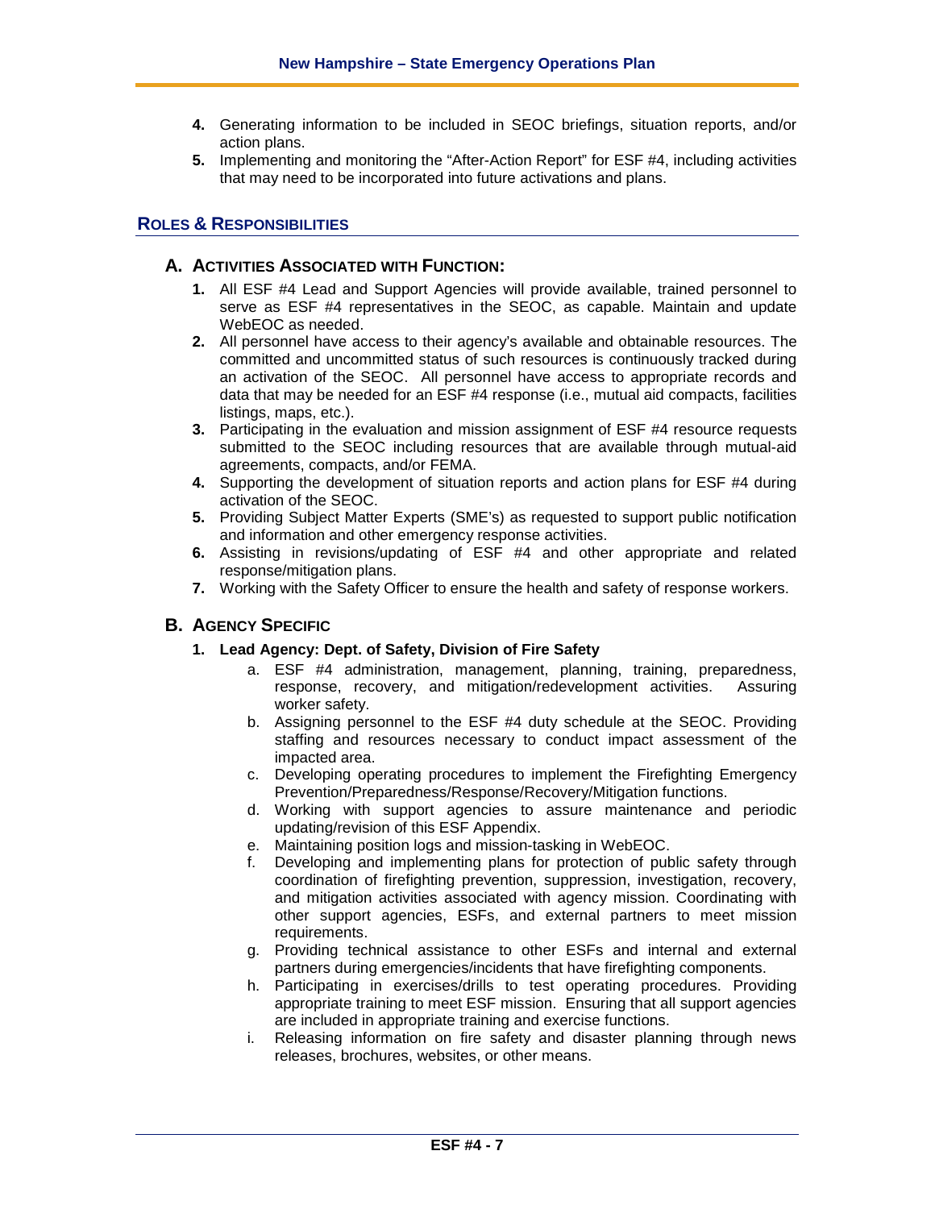4. Generating information to be included in SEOC briefings, situation reports, and/or action plans.
5. Implementing and monitoring the "After-Action Report" for ESF #4, including activities that may need to be incorporated into future activations and plans.

## ROLES & RESPONSIBILITIES

### A. ACTIVITIES ASSOCIATED WITH FUNCTION:

1. All ESF #4 Lead and Support Agencies will provide available, trained personnel to serve as ESF #4 representatives in the SEOC, as capable. Maintain and update WebEOC as needed.
2. All personnel have access to their agency's available and obtainable resources. The committed and uncommitted status of such resources is continuously tracked during an activation of the SEOC. All personnel have access to appropriate records and data that may be needed for an ESF #4 response (i.e., mutual aid compacts, facilities listings, maps, etc.).
3. Participating in the evaluation and mission assignment of ESF #4 resource requests submitted to the SEOC including resources that are available through mutual-aid agreements, compacts, and/or FEMA.
4. Supporting the development of situation reports and action plans for ESF #4 during activation of the SEOC.
5. Providing Subject Matter Experts (SME's) as requested to support public notification and information and other emergency response activities.
6. Assisting in revisions/updating of ESF #4 and other appropriate and related response/mitigation plans.
7. Working with the Safety Officer to ensure the health and safety of response workers.

### B. AGENCY SPECIFIC

**1. Lead Agency: Dept. of Safety, Division of Fire Safety**

a. ESF #4 administration, management, planning, training, preparedness, response, recovery, and mitigation/redevelopment activities. Assuring worker safety.

b. Assigning personnel to the ESF #4 duty schedule at the SEOC. Providing staffing and resources necessary to conduct impact assessment of the impacted area.

c. Developing operating procedures to implement the Firefighting Emergency Prevention/Preparedness/Response/Recovery/Mitigation functions.

d. Working with support agencies to assure maintenance and periodic updating/revision of this ESF Appendix.

e. Maintaining position logs and mission-tasking in WebEOC.

f. Developing and implementing plans for protection of public safety through coordination of firefighting prevention, suppression, investigation, recovery, and mitigation activities associated with agency mission. Coordinating with other support agencies, ESFs, and external partners to meet mission requirements.

g. Providing technical assistance to other ESFs and internal and external partners during emergencies/incidents that have firefighting components.

h. Participating in exercises/drills to test operating procedures. Providing appropriate training to meet ESF mission. Ensuring that all support agencies are included in appropriate training and exercise functions.

i. Releasing information on fire safety and disaster planning through news releases, brochures, websites, or other means.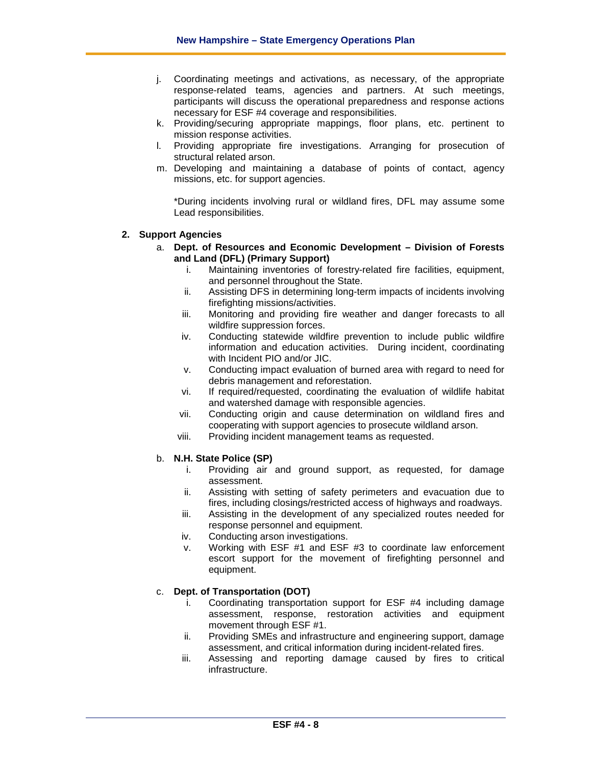j. Coordinating meetings and activations, as necessary, of the appropriate response-related teams, agencies and partners. At such meetings, participants will discuss the operational preparedness and response actions necessary for ESF #4 coverage and responsibilities.
k. Providing/securing appropriate mappings, floor plans, etc. pertinent to mission response activities.
l. Providing appropriate fire investigations. Arranging for prosecution of structural related arson.
m. Developing and maintaining a database of points of contact, agency missions, etc. for support agencies.

*During incidents involving rural or wildland fires, DFL may assume some Lead responsibilities.

**2. Support Agencies**

a. **Dept. of Resources and Economic Development – Division of Forests and Land (DFL) (Primary Support)**
   i. Maintaining inventories of forestry-related fire facilities, equipment, and personnel throughout the State.
   ii. Assisting DFS in determining long-term impacts of incidents involving firefighting missions/activities.
   iii. Monitoring and providing fire weather and danger forecasts to all wildfire suppression forces.
   iv. Conducting statewide wildfire prevention to include public wildfire information and education activities. During incident, coordinating with Incident PIO and/or JIC.
   v. Conducting impact evaluation of burned area with regard to need for debris management and reforestation.
   vi. If required/requested, coordinating the evaluation of wildlife habitat and watershed damage with responsible agencies.
   vii. Conducting origin and cause determination on wildland fires and cooperating with support agencies to prosecute wildland arson.
   viii. Providing incident management teams as requested.

b. **N.H. State Police (SP)**
   i. Providing air and ground support, as requested, for damage assessment.
   ii. Assisting with setting of safety perimeters and evacuation due to fires, including closings/restricted access of highways and roadways.
   iii. Assisting in the development of any specialized routes needed for response personnel and equipment.
   iv. Conducting arson investigations.
   v. Working with ESF #1 and ESF #3 to coordinate law enforcement escort support for the movement of firefighting personnel and equipment.

c. **Dept. of Transportation (DOT)**
   i. Coordinating transportation support for ESF #4 including damage assessment, response, restoration activities and equipment movement through ESF #1.
   ii. Providing SMEs and infrastructure and engineering support, damage assessment, and critical information during incident-related fires.
   iii. Assessing and reporting damage caused by fires to critical infrastructure.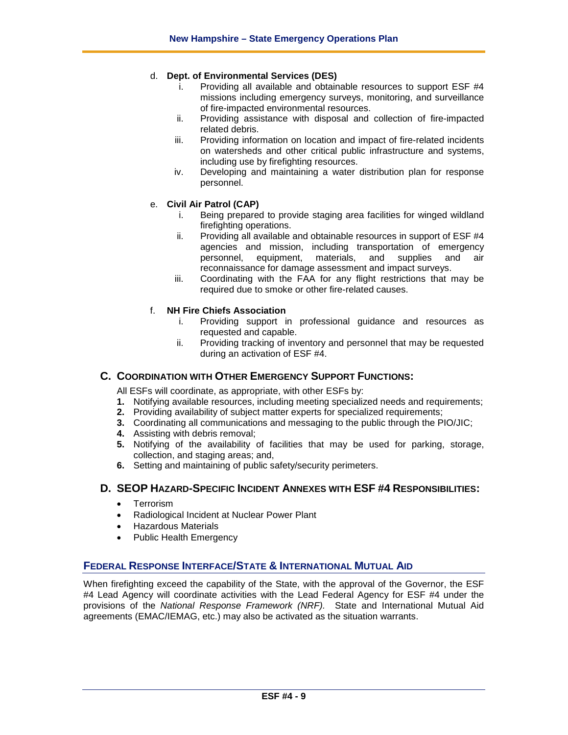d. **Dept. of Environmental Services (DES)**

   i. Providing all available and obtainable resources to support ESF #4 missions including emergency surveys, monitoring, and surveillance of fire-impacted environmental resources.

   ii. Providing assistance with disposal and collection of fire-impacted related debris.

   iii. Providing information on location and impact of fire-related incidents on watersheds and other critical public infrastructure and systems, including use by firefighting resources.

   iv. Developing and maintaining a water distribution plan for response personnel.

e. **Civil Air Patrol (CAP)**

   i. Being prepared to provide staging area facilities for winged wildland firefighting operations.

   ii. Providing all available and obtainable resources in support of ESF #4 agencies and mission, including transportation of emergency personnel, equipment, materials, and supplies and air reconnaissance for damage assessment and impact surveys.

   iii. Coordinating with the FAA for any flight restrictions that may be required due to smoke or other fire-related causes.

f. **NH Fire Chiefs Association**

   i. Providing support in professional guidance and resources as requested and capable.

   ii. Providing tracking of inventory and personnel that may be requested during an activation of ESF #4.

## C. Coordination with Other Emergency Support Functions:

All ESFs will coordinate, as appropriate, with other ESFs by:

1. Notifying available resources, including meeting specialized needs and requirements;
2. Providing availability of subject matter experts for specialized requirements;
3. Coordinating all communications and messaging to the public through the PIO/JIC;
4. Assisting with debris removal;
5. Notifying of the availability of facilities that may be used for parking, storage, collection, and staging areas; and,
6. Setting and maintaining of public safety/security perimeters.

## D. SEOP Hazard-Specific Incident Annexes with ESF #4 Responsibilities:

- Terrorism
- Radiological Incident at Nuclear Power Plant
- Hazardous Materials
- Public Health Emergency

## Federal Response Interface/State & International Mutual Aid

When firefighting exceed the capability of the State, with the approval of the Governor, the ESF #4 Lead Agency will coordinate activities with the Lead Federal Agency for ESF #4 under the provisions of the *National Response Framework (NRF).* State and International Mutual Aid agreements (EMAC/IEMAG, etc.) may also be activated as the situation warrants.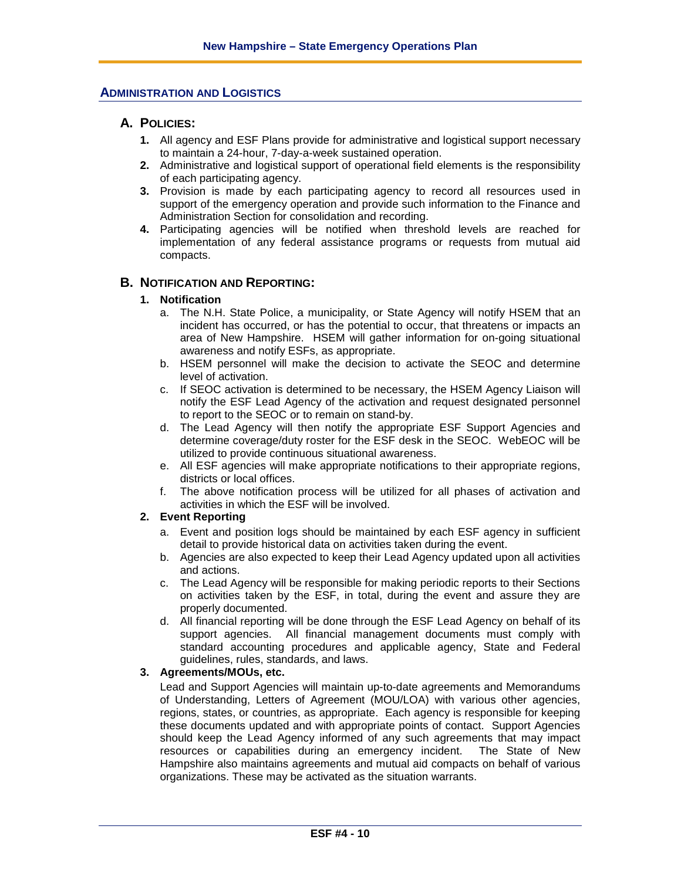## ADMINISTRATION AND LOGISTICS

### A. POLICIES:

1. All agency and ESF Plans provide for administrative and logistical support necessary to maintain a 24-hour, 7-day-a-week sustained operation.
2. Administrative and logistical support of operational field elements is the responsibility of each participating agency.
3. Provision is made by each participating agency to record all resources used in support of the emergency operation and provide such information to the Finance and Administration Section for consolidation and recording.
4. Participating agencies will be notified when threshold levels are reached for implementation of any federal assistance programs or requests from mutual aid compacts.

### B. NOTIFICATION AND REPORTING:

1. **Notification**
   a. The N.H. State Police, a municipality, or State Agency will notify HSEM that an incident has occurred, or has the potential to occur, that threatens or impacts an area of New Hampshire. HSEM will gather information for on-going situational awareness and notify ESFs, as appropriate.
   b. HSEM personnel will make the decision to activate the SEOC and determine level of activation.
   c. If SEOC activation is determined to be necessary, the HSEM Agency Liaison will notify the ESF Lead Agency of the activation and request designated personnel to report to the SEOC or to remain on stand-by.
   d. The Lead Agency will then notify the appropriate ESF Support Agencies and determine coverage/duty roster for the ESF desk in the SEOC. WebEOC will be utilized to provide continuous situational awareness.
   e. All ESF agencies will make appropriate notifications to their appropriate regions, districts or local offices.
   f. The above notification process will be utilized for all phases of activation and activities in which the ESF will be involved.
2. **Event Reporting**
   a. Event and position logs should be maintained by each ESF agency in sufficient detail to provide historical data on activities taken during the event.
   b. Agencies are also expected to keep their Lead Agency updated upon all activities and actions.
   c. The Lead Agency will be responsible for making periodic reports to their Sections on activities taken by the ESF, in total, during the event and assure they are properly documented.
   d. All financial reporting will be done through the ESF Lead Agency on behalf of its support agencies. All financial management documents must comply with standard accounting procedures and applicable agency, State and Federal guidelines, rules, standards, and laws.
3. **Agreements/MOUs, etc.**

   Lead and Support Agencies will maintain up-to-date agreements and Memorandums of Understanding, Letters of Agreement (MOU/LOA) with various other agencies, regions, states, or countries, as appropriate. Each agency is responsible for keeping these documents updated and with appropriate points of contact. Support Agencies should keep the Lead Agency informed of any such agreements that may impact resources or capabilities during an emergency incident. The State of New Hampshire also maintains agreements and mutual aid compacts on behalf of various organizations. These may be activated as the situation warrants.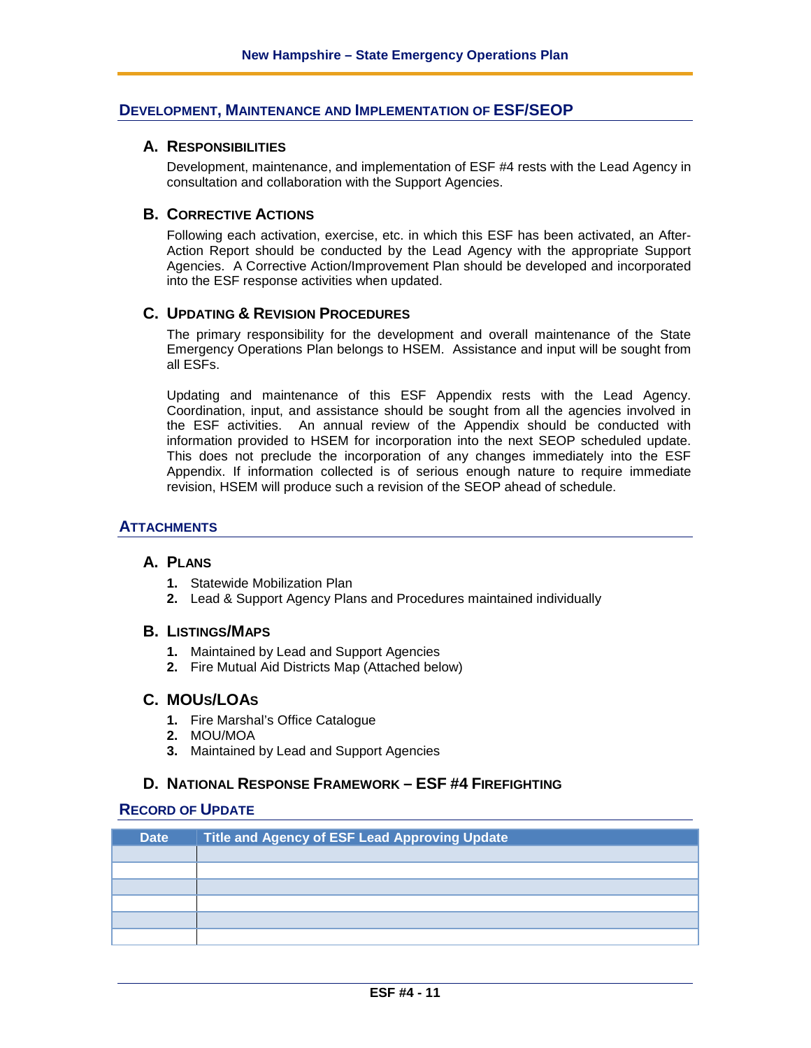## Development, Maintenance and Implementation of ESF/SEOP

### A. Responsibilities

Development, maintenance, and implementation of ESF #4 rests with the Lead Agency in consultation and collaboration with the Support Agencies.

### B. Corrective Actions

Following each activation, exercise, etc. in which this ESF has been activated, an After-Action Report should be conducted by the Lead Agency with the appropriate Support Agencies. A Corrective Action/Improvement Plan should be developed and incorporated into the ESF response activities when updated.

### C. Updating & Revision Procedures

The primary responsibility for the development and overall maintenance of the State Emergency Operations Plan belongs to HSEM. Assistance and input will be sought from all ESFs.

Updating and maintenance of this ESF Appendix rests with the Lead Agency. Coordination, input, and assistance should be sought from all the agencies involved in the ESF activities. An annual review of the Appendix should be conducted with information provided to HSEM for incorporation into the next SEOP scheduled update. This does not preclude the incorporation of any changes immediately into the ESF Appendix. If information collected is of serious enough nature to require immediate revision, HSEM will produce such a revision of the SEOP ahead of schedule.

## Attachments

### A. Plans

1. Statewide Mobilization Plan
2. Lead & Support Agency Plans and Procedures maintained individually

### B. Listings/Maps

1. Maintained by Lead and Support Agencies
2. Fire Mutual Aid Districts Map (Attached below)

### C. MOUs/LOAs

1. Fire Marshal's Office Catalogue
2. MOU/MOA
3. Maintained by Lead and Support Agencies

### D. National Response Framework – ESF #4 Firefighting

## Record of Update

| Date | Title and Agency of ESF Lead Approving Update |
|---|---|
| | |
| | |
| | |
| | |
| | |
| | |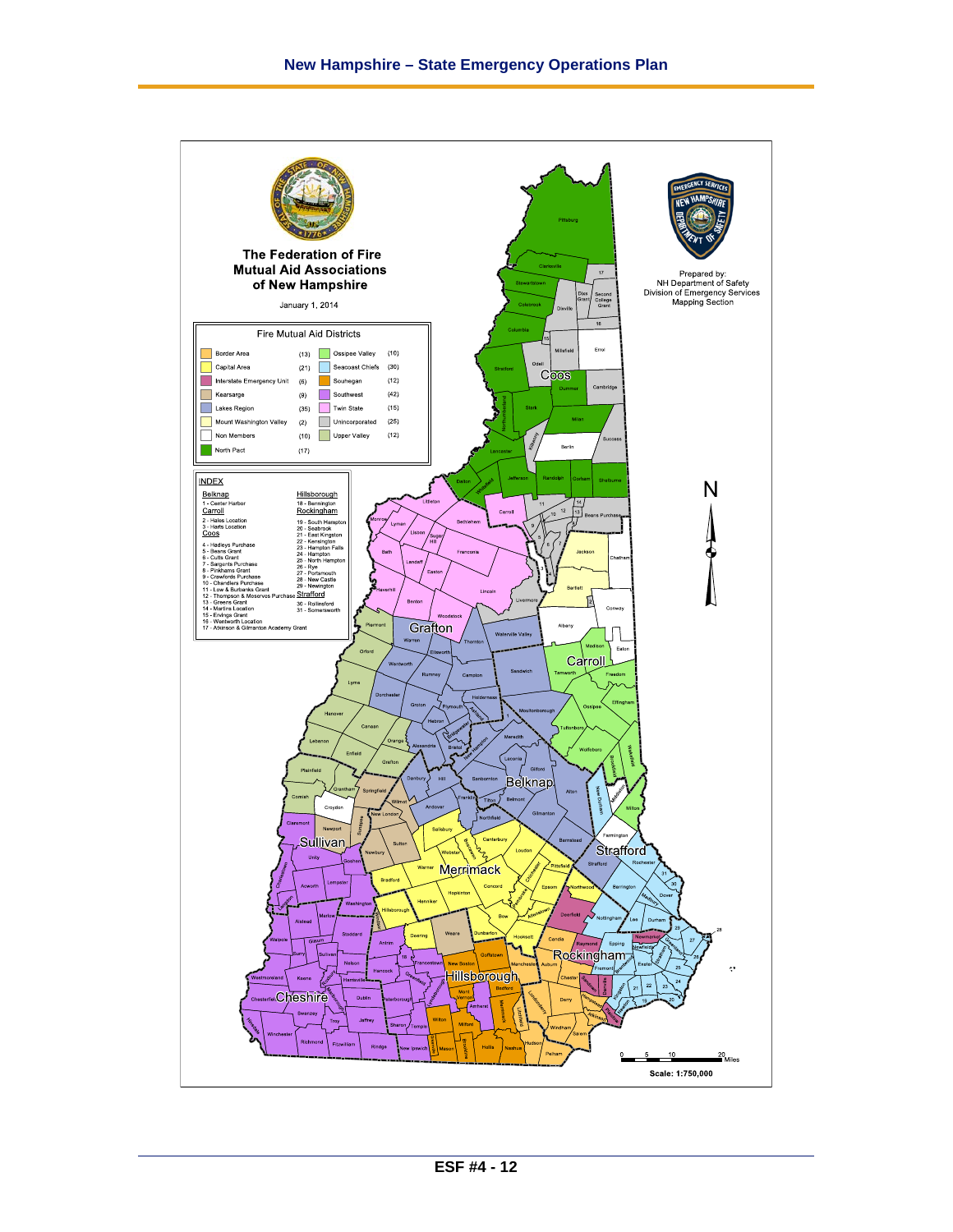# The Federation of Fire Mutual Aid Associations of New Hampshire

January 1, 2014

Prepared by:
NH Department of Safety
Division of Emergency Services
Mapping Section

**Fire Mutual Aid Districts**

| | | | |
|---|---|---|---|
| Border Area | (13) | Ossipee Valley | (10) |
| Capital Area | (21) | Seacoast Chiefs | (30) |
| Interstate Emergency Unit | (6) | Souhegan | (12) |
| Kearsarge | (9) | Southwest | (42) |
| Lakes Region | (35) | Twin State | (15) |
| Mount Washington Valley | (2) | Unincorporated | (25) |
| Non Members | (10) | Upper Valley | (12) |
| North Pact | (17) | | |

**INDEX**

Belknap
1 - Center Harbor

Carroll
2 - Hales Location
3 - Harts Location

Coos
4 - Hadleys Purchase
5 - Beans Grant
6 - Cutts Grant
7 - Sargents Purchase
8 - Pinkhams Grant
9 - Crawfords Purchase
10 - Chandlers Purchase
11 - Low & Burbanks Grant
12 - Thompson & Meserves Purchase
13 - Greens Grant
14 - Martins Location
15 - Ervings Grant
16 - Wentworth Location
17 - Atkinson & Gilmanton Academy Grant

Hillsborough
18 - Bennington

Rockingham
19 - South Hampton
20 - Seabrook
21 - East Kingston
22 - Kensington
23 - Hampton Falls
24 - Hampton
25 - North Hampton
26 - Rye
27 - Portsmouth
28 - New Castle
29 - Newington

Strafford
30 - Rollinsford
31 - Somersworth

Scale: 1:750,000

0 5 10 20 Miles